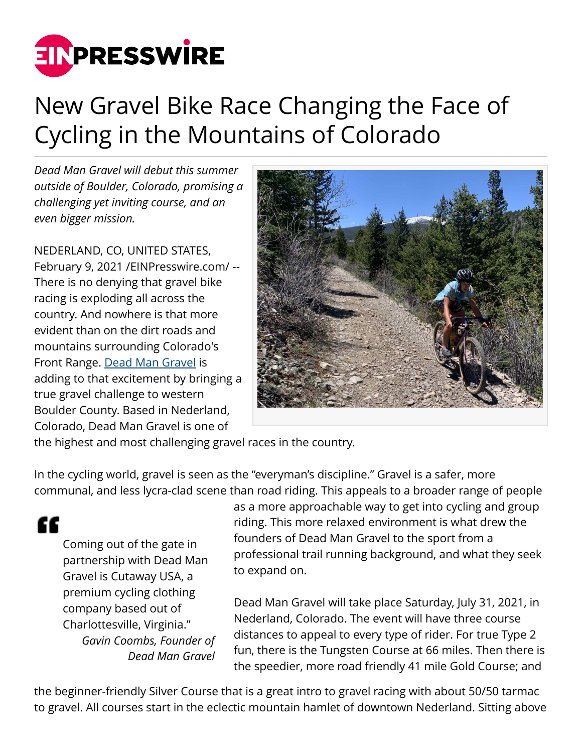# New Gravel Bike Race Changing the Face of Cycling in the Mountains of Colorado

*Dead Man Gravel will debut this summer outside of Boulder, Colorado, promising a challenging yet inviting course, and an even bigger mission.*

NEDERLAND, CO, UNITED STATES, February 9, 2021 /EINPresswire.com/ -- There is no denying that gravel bike racing is exploding all across the country. And nowhere is that more evident than on the dirt roads and mountains surrounding Colorado's Front Range. [Dead Man Gravel]() is adding to that excitement by bringing a true gravel challenge to western Boulder County. Based in Nederland, Colorado, Dead Man Gravel is one of the highest and most challenging gravel races in the country.

In the cycling world, gravel is seen as the "everyman's discipline." Gravel is a safer, more communal, and less lycra-clad scene than road riding. This appeals to a broader range of people as a more approachable way to get into cycling and group riding. This more relaxed environment is what drew the founders of Dead Man Gravel to the sport from a professional trail running background, and what they seek to expand on.

> Coming out of the gate in partnership with Dead Man Gravel is Cutaway USA, a premium cycling clothing company based out of Charlottesville, Virginia."
>
> *Gavin Coombs, Founder of Dead Man Gravel*

Dead Man Gravel will take place Saturday, July 31, 2021, in Nederland, Colorado. The event will have three course distances to appeal to every type of rider. For true Type 2 fun, there is the Tungsten Course at 66 miles. Then there is the speedier, more road friendly 41 mile Gold Course; and the beginner-friendly Silver Course that is a great intro to gravel racing with about 50/50 tarmac to gravel. All courses start in the eclectic mountain hamlet of downtown Nederland. Sitting above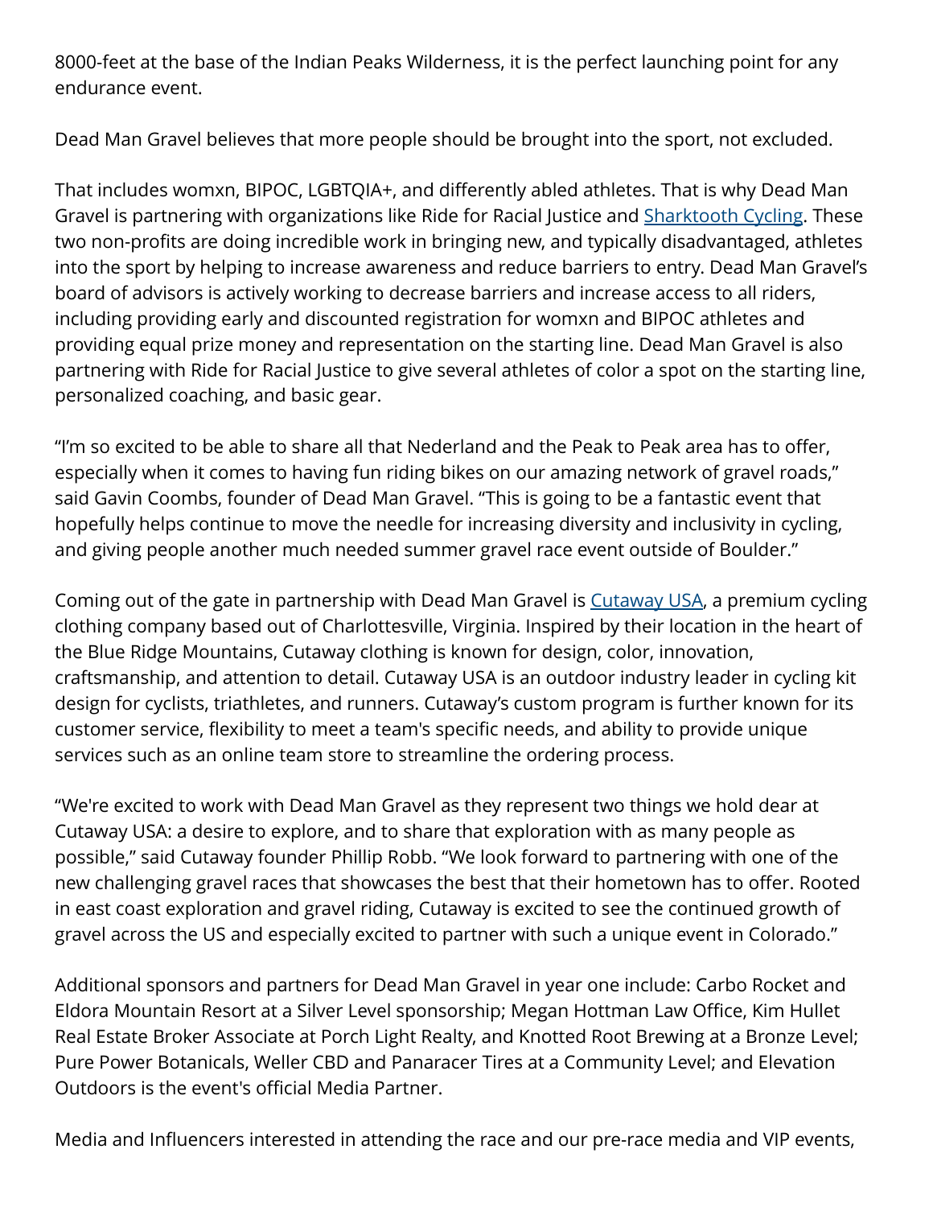8000-feet at the base of the Indian Peaks Wilderness, it is the perfect launching point for any endurance event.

Dead Man Gravel believes that more people should be brought into the sport, not excluded.

That includes womxn, BIPOC, LGBTQIA+, and differently abled athletes. That is why Dead Man Gravel is partnering with organizations like Ride for Racial Justice and [Sharktooth Cycling](). These two non-profits are doing incredible work in bringing new, and typically disadvantaged, athletes into the sport by helping to increase awareness and reduce barriers to entry. Dead Man Gravel's board of advisors is actively working to decrease barriers and increase access to all riders, including providing early and discounted registration for womxn and BIPOC athletes and providing equal prize money and representation on the starting line. Dead Man Gravel is also partnering with Ride for Racial Justice to give several athletes of color a spot on the starting line, personalized coaching, and basic gear.

"I'm so excited to be able to share all that Nederland and the Peak to Peak area has to offer, especially when it comes to having fun riding bikes on our amazing network of gravel roads," said Gavin Coombs, founder of Dead Man Gravel. "This is going to be a fantastic event that hopefully helps continue to move the needle for increasing diversity and inclusivity in cycling, and giving people another much needed summer gravel race event outside of Boulder."

Coming out of the gate in partnership with Dead Man Gravel is [Cutaway USA](), a premium cycling clothing company based out of Charlottesville, Virginia. Inspired by their location in the heart of the Blue Ridge Mountains, Cutaway clothing is known for design, color, innovation, craftsmanship, and attention to detail. Cutaway USA is an outdoor industry leader in cycling kit design for cyclists, triathletes, and runners. Cutaway's custom program is further known for its customer service, flexibility to meet a team's specific needs, and ability to provide unique services such as an online team store to streamline the ordering process.

"We're excited to work with Dead Man Gravel as they represent two things we hold dear at Cutaway USA: a desire to explore, and to share that exploration with as many people as possible," said Cutaway founder Phillip Robb. "We look forward to partnering with one of the new challenging gravel races that showcases the best that their hometown has to offer. Rooted in east coast exploration and gravel riding, Cutaway is excited to see the continued growth of gravel across the US and especially excited to partner with such a unique event in Colorado."

Additional sponsors and partners for Dead Man Gravel in year one include: Carbo Rocket and Eldora Mountain Resort at a Silver Level sponsorship; Megan Hottman Law Office, Kim Hullet Real Estate Broker Associate at Porch Light Realty, and Knotted Root Brewing at a Bronze Level; Pure Power Botanicals, Weller CBD and Panaracer Tires at a Community Level; and Elevation Outdoors is the event's official Media Partner.

Media and Influencers interested in attending the race and our pre-race media and VIP events,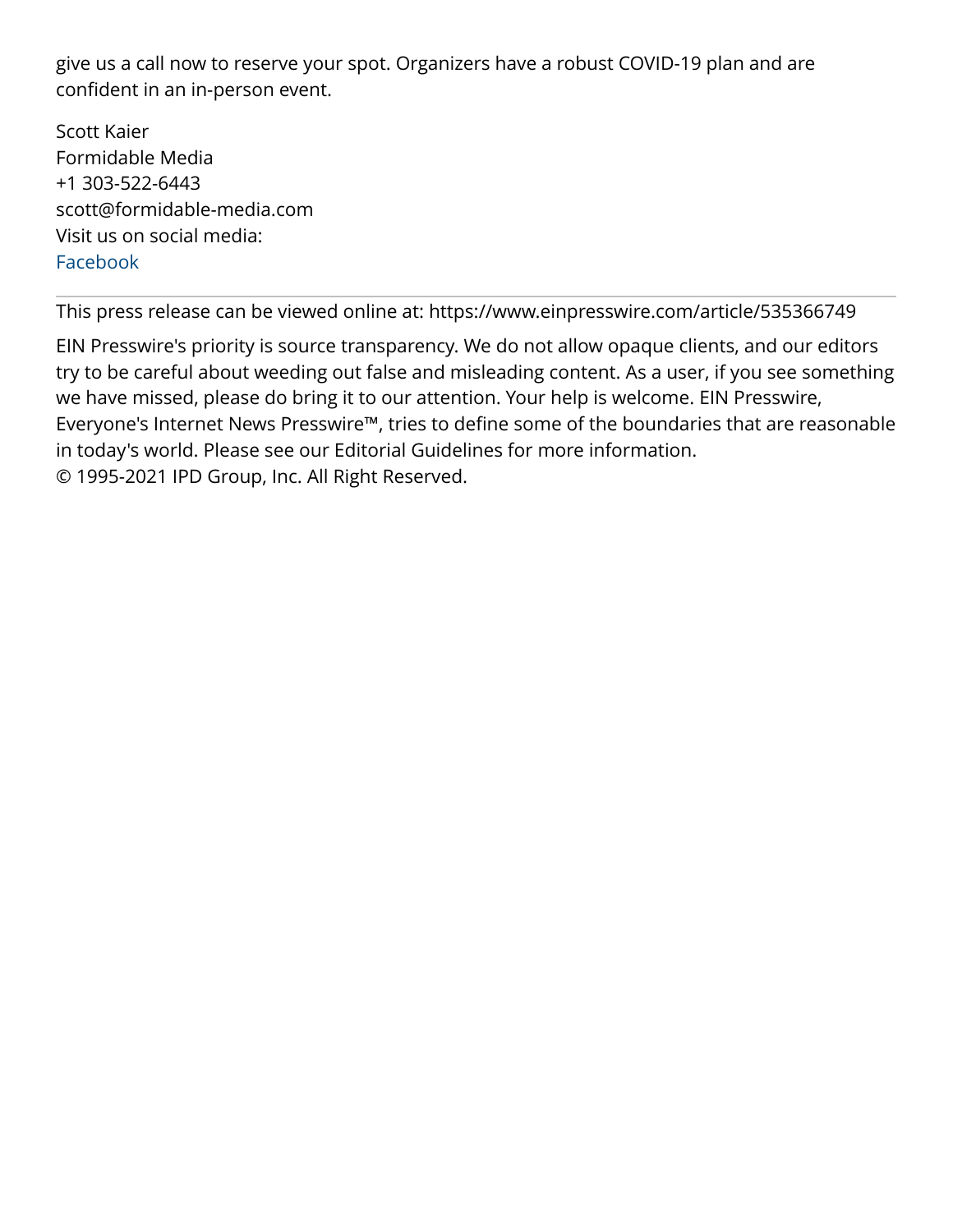give us a call now to reserve your spot. Organizers have a robust COVID-19 plan and are confident in an in-person event.

Scott Kaier
Formidable Media
+1 303-522-6443
scott@formidable-media.com
Visit us on social media:
Facebook

---

This press release can be viewed online at: https://www.einpresswire.com/article/535366749

EIN Presswire's priority is source transparency. We do not allow opaque clients, and our editors try to be careful about weeding out false and misleading content. As a user, if you see something we have missed, please do bring it to our attention. Your help is welcome. EIN Presswire, Everyone's Internet News Presswire™, tries to define some of the boundaries that are reasonable in today's world. Please see our Editorial Guidelines for more information.
© 1995-2021 IPD Group, Inc. All Right Reserved.